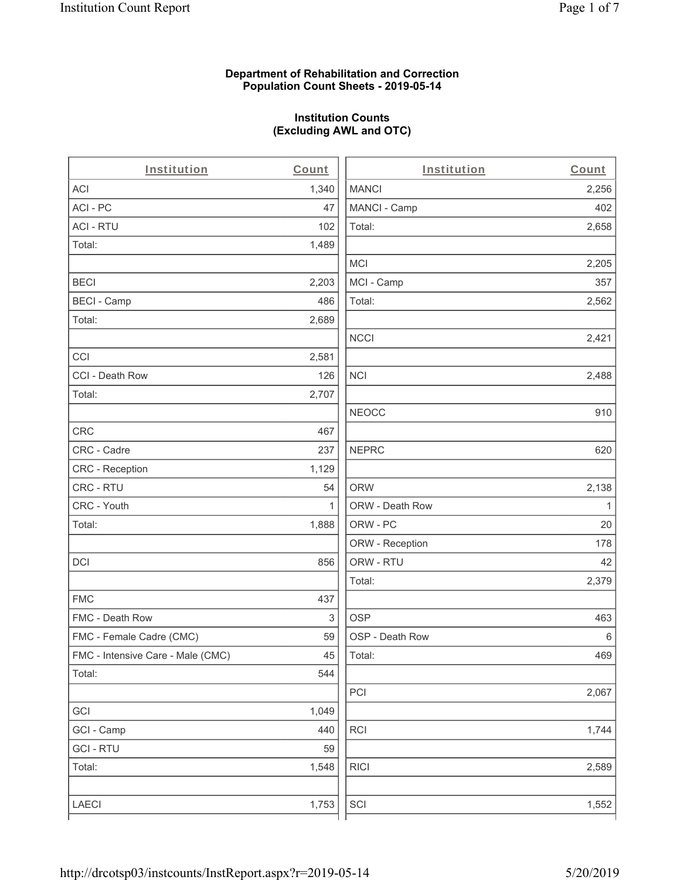**Department of Rehabilitation and Correction**
**Population Count Sheets - 2019-05-14**

**Institution Counts**
**(Excluding AWL and OTC)**

| Institution | Count |
|---|---|
| ACI | 1,340 |
| ACI - PC | 47 |
| ACI - RTU | 102 |
| Total: | 1,489 |
| | |
| BECI | 2,203 |
| BECI - Camp | 486 |
| Total: | 2,689 |
| | |
| CCI | 2,581 |
| CCI - Death Row | 126 |
| Total: | 2,707 |
| | |
| CRC | 467 |
| CRC - Cadre | 237 |
| CRC - Reception | 1,129 |
| CRC - RTU | 54 |
| CRC - Youth | 1 |
| Total: | 1,888 |
| | |
| DCI | 856 |
| | |
| FMC | 437 |
| FMC - Death Row | 3 |
| FMC - Female Cadre (CMC) | 59 |
| FMC - Intensive Care - Male (CMC) | 45 |
| Total: | 544 |
| | |
| GCI | 1,049 |
| GCI - Camp | 440 |
| GCI - RTU | 59 |
| Total: | 1,548 |
| | |
| LAECI | 1,753 |

| Institution | Count |
|---|---|
| MANCI | 2,256 |
| MANCI - Camp | 402 |
| Total: | 2,658 |
| | |
| MCI | 2,205 |
| MCI - Camp | 357 |
| Total: | 2,562 |
| | |
| NCCI | 2,421 |
| | |
| NCI | 2,488 |
| | |
| NEOCC | 910 |
| | |
| NEPRC | 620 |
| | |
| ORW | 2,138 |
| ORW - Death Row | 1 |
| ORW - PC | 20 |
| ORW - Reception | 178 |
| ORW - RTU | 42 |
| Total: | 2,379 |
| | |
| OSP | 463 |
| OSP - Death Row | 6 |
| Total: | 469 |
| | |
| PCI | 2,067 |
| | |
| RCI | 1,744 |
| | |
| RICI | 2,589 |
| | |
| SCI | 1,552 |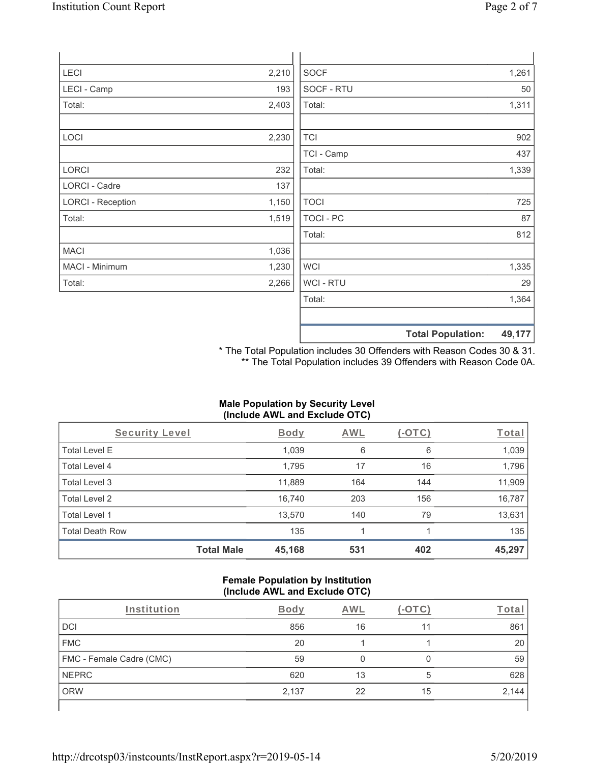| | |
|---|---|
| LECI | 2,210 |
| LECI - Camp | 193 |
| Total: | 2,403 |
| | |
| LOCI | 2,230 |
| | |
| LORCI | 232 |
| LORCI - Cadre | 137 |
| LORCI - Reception | 1,150 |
| Total: | 1,519 |
| | |
| MACI | 1,036 |
| MACI - Minimum | 1,230 |
| Total: | 2,266 |

| | |
|---|---|
| SOCF | 1,261 |
| SOCF - RTU | 50 |
| Total: | 1,311 |
| | |
| TCI | 902 |
| TCI - Camp | 437 |
| Total: | 1,339 |
| | |
| TOCI | 725 |
| TOCI - PC | 87 |
| Total: | 812 |
| | |
| WCI | 1,335 |
| WCI - RTU | 29 |
| Total: | 1,364 |
| | |
| **Total Population:** | **49,177** |

\* The Total Population includes 30 Offenders with Reason Codes 30 & 31.
\*\* The Total Population includes 39 Offenders with Reason Code 0A.

**Male Population by Security Level (Include AWL and Exclude OTC)**

| Security Level | Body | AWL | (-OTC) | Total |
|---|---|---|---|---|
| Total Level E | 1,039 | 6 | 6 | 1,039 |
| Total Level 4 | 1,795 | 17 | 16 | 1,796 |
| Total Level 3 | 11,889 | 164 | 144 | 11,909 |
| Total Level 2 | 16,740 | 203 | 156 | 16,787 |
| Total Level 1 | 13,570 | 140 | 79 | 13,631 |
| Total Death Row | 135 | 1 | 1 | 135 |
| **Total Male** | **45,168** | **531** | **402** | **45,297** |

**Female Population by Institution (Include AWL and Exclude OTC)**

| Institution | Body | AWL | (-OTC) | Total |
|---|---|---|---|---|
| DCI | 856 | 16 | 11 | 861 |
| FMC | 20 | 1 | 1 | 20 |
| FMC - Female Cadre (CMC) | 59 | 0 | 0 | 59 |
| NEPRC | 620 | 13 | 5 | 628 |
| ORW | 2,137 | 22 | 15 | 2,144 |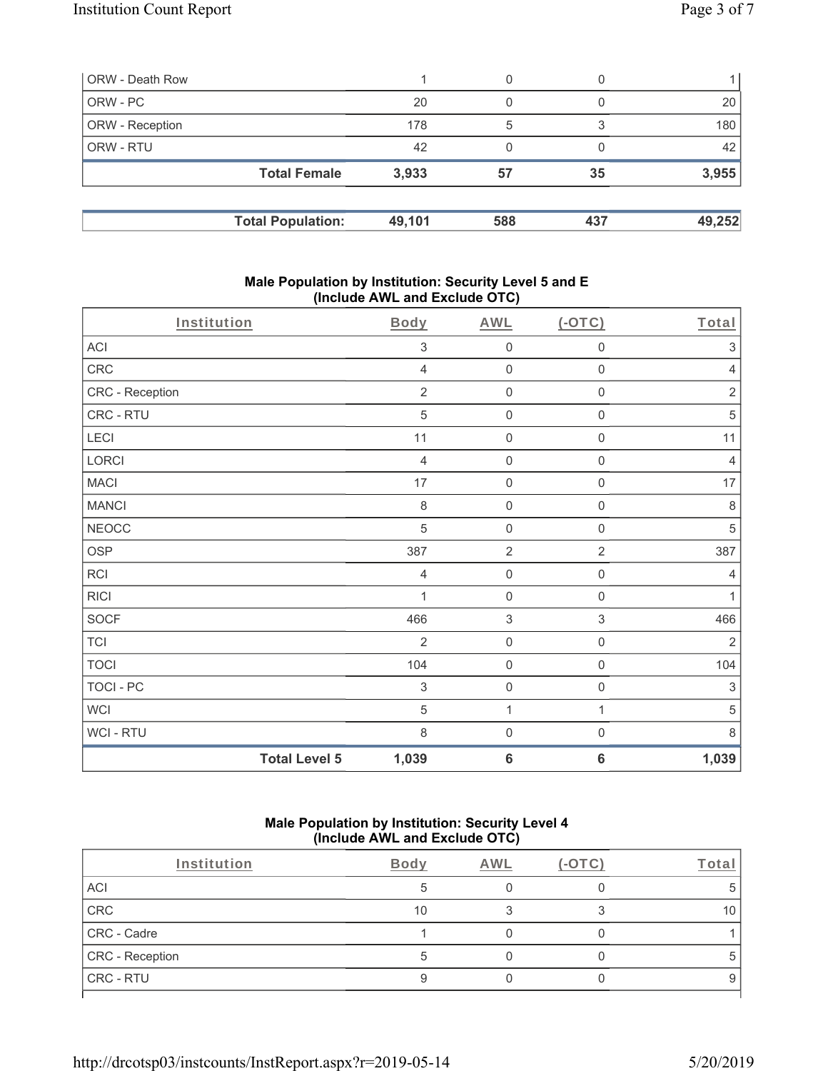| | | | | |
|---|---|---|---|---|
| ORW - Death Row | 1 | 0 | 0 | 1 |
| ORW - PC | 20 | 0 | 0 | 20 |
| ORW - Reception | 178 | 5 | 3 | 180 |
| ORW - RTU | 42 | 0 | 0 | 42 |
| **Total Female** | **3,933** | **57** | **35** | **3,955** |

| | | | | |
|---|---|---|---|---|
| **Total Population:** | **49,101** | **588** | **437** | **49,252** |

### Male Population by Institution: Security Level 5 and E (Include AWL and Exclude OTC)

| Institution | Body | AWL | (-OTC) | Total |
|---|---|---|---|---|
| ACI | 3 | 0 | 0 | 3 |
| CRC | 4 | 0 | 0 | 4 |
| CRC - Reception | 2 | 0 | 0 | 2 |
| CRC - RTU | 5 | 0 | 0 | 5 |
| LECI | 11 | 0 | 0 | 11 |
| LORCI | 4 | 0 | 0 | 4 |
| MACI | 17 | 0 | 0 | 17 |
| MANCI | 8 | 0 | 0 | 8 |
| NEOCC | 5 | 0 | 0 | 5 |
| OSP | 387 | 2 | 2 | 387 |
| RCI | 4 | 0 | 0 | 4 |
| RICI | 1 | 0 | 0 | 1 |
| SOCF | 466 | 3 | 3 | 466 |
| TCI | 2 | 0 | 0 | 2 |
| TOCI | 104 | 0 | 0 | 104 |
| TOCI - PC | 3 | 0 | 0 | 3 |
| WCI | 5 | 1 | 1 | 5 |
| WCI - RTU | 8 | 0 | 0 | 8 |
| **Total Level 5** | **1,039** | **6** | **6** | **1,039** |

### Male Population by Institution: Security Level 4 (Include AWL and Exclude OTC)

| Institution | Body | AWL | (-OTC) | Total |
|---|---|---|---|---|
| ACI | 5 | 0 | 0 | 5 |
| CRC | 10 | 3 | 3 | 10 |
| CRC - Cadre | 1 | 0 | 0 | 1 |
| CRC - Reception | 5 | 0 | 0 | 5 |
| CRC - RTU | 9 | 0 | 0 | 9 |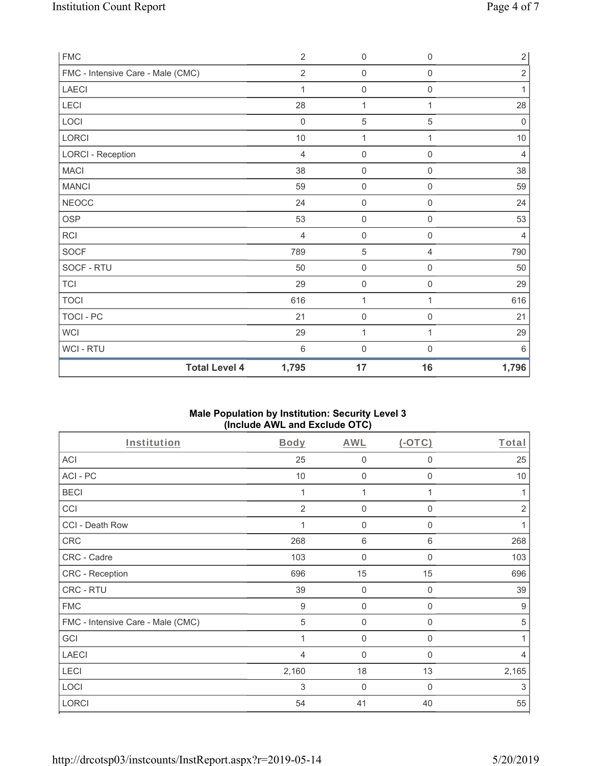| FMC | 2 | 0 | 0 | 2 |
|---|---|---|---|---|
| FMC - Intensive Care - Male (CMC) | 2 | 0 | 0 | 2 |
| LAECI | 1 | 0 | 0 | 1 |
| LECI | 28 | 1 | 1 | 28 |
| LOCI | 0 | 5 | 5 | 0 |
| LORCI | 10 | 1 | 1 | 10 |
| LORCI - Reception | 4 | 0 | 0 | 4 |
| MACI | 38 | 0 | 0 | 38 |
| MANCI | 59 | 0 | 0 | 59 |
| NEOCC | 24 | 0 | 0 | 24 |
| OSP | 53 | 0 | 0 | 53 |
| RCI | 4 | 0 | 0 | 4 |
| SOCF | 789 | 5 | 4 | 790 |
| SOCF - RTU | 50 | 0 | 0 | 50 |
| TCI | 29 | 0 | 0 | 29 |
| TOCI | 616 | 1 | 1 | 616 |
| TOCI - PC | 21 | 0 | 0 | 21 |
| WCI | 29 | 1 | 1 | 29 |
| WCI - RTU | 6 | 0 | 0 | 6 |
| **Total Level 4** | **1,795** | **17** | **16** | **1,796** |

**Male Population by Institution: Security Level 3**
**(Include AWL and Exclude OTC)**

| Institution | Body | AWL | (-OTC) | Total |
|---|---|---|---|---|
| ACI | 25 | 0 | 0 | 25 |
| ACI - PC | 10 | 0 | 0 | 10 |
| BECI | 1 | 1 | 1 | 1 |
| CCI | 2 | 0 | 0 | 2 |
| CCI - Death Row | 1 | 0 | 0 | 1 |
| CRC | 268 | 6 | 6 | 268 |
| CRC - Cadre | 103 | 0 | 0 | 103 |
| CRC - Reception | 696 | 15 | 15 | 696 |
| CRC - RTU | 39 | 0 | 0 | 39 |
| FMC | 9 | 0 | 0 | 9 |
| FMC - Intensive Care - Male (CMC) | 5 | 0 | 0 | 5 |
| GCI | 1 | 0 | 0 | 1 |
| LAECI | 4 | 0 | 0 | 4 |
| LECI | 2,160 | 18 | 13 | 2,165 |
| LOCI | 3 | 0 | 0 | 3 |
| LORCI | 54 | 41 | 40 | 55 |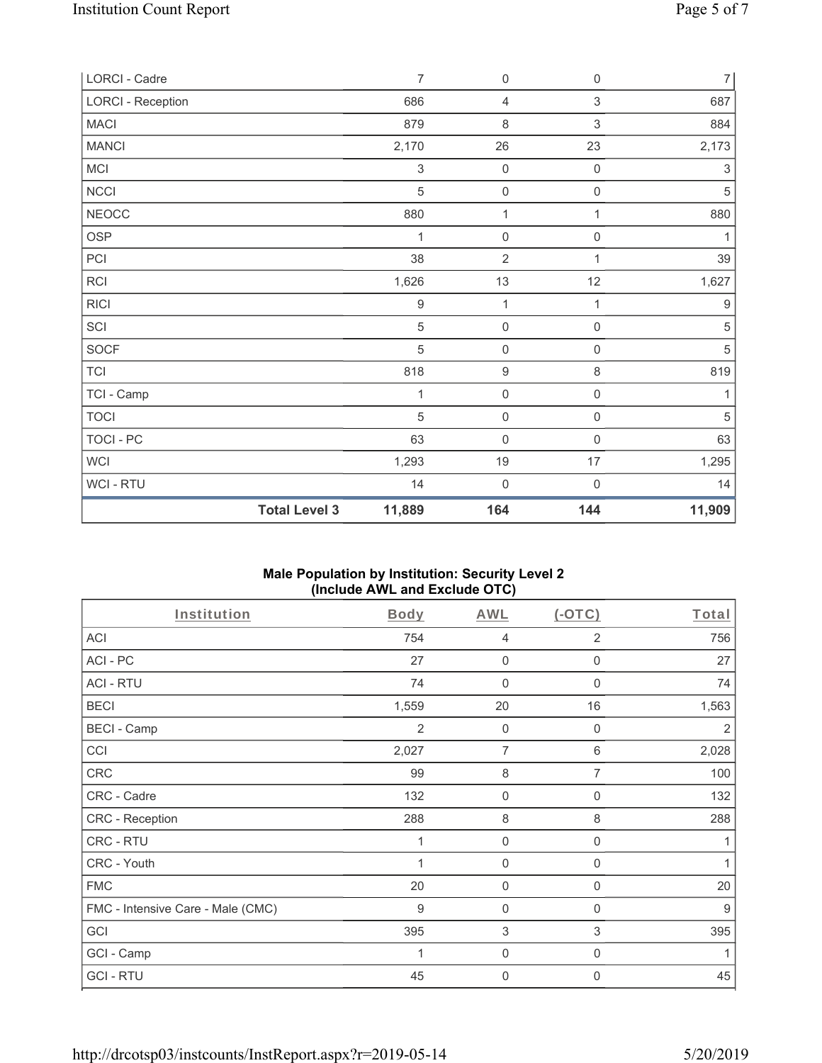| | Body | AWL | (-OTC) | Total |
|---|---|---|---|---|
| LORCI - Cadre | 7 | 0 | 0 | 7 |
| LORCI - Reception | 686 | 4 | 3 | 687 |
| MACI | 879 | 8 | 3 | 884 |
| MANCI | 2,170 | 26 | 23 | 2,173 |
| MCI | 3 | 0 | 0 | 3 |
| NCCI | 5 | 0 | 0 | 5 |
| NEOCC | 880 | 1 | 1 | 880 |
| OSP | 1 | 0 | 0 | 1 |
| PCI | 38 | 2 | 1 | 39 |
| RCI | 1,626 | 13 | 12 | 1,627 |
| RICI | 9 | 1 | 1 | 9 |
| SCI | 5 | 0 | 0 | 5 |
| SOCF | 5 | 0 | 0 | 5 |
| TCI | 818 | 9 | 8 | 819 |
| TCI - Camp | 1 | 0 | 0 | 1 |
| TOCI | 5 | 0 | 0 | 5 |
| TOCI - PC | 63 | 0 | 0 | 63 |
| WCI | 1,293 | 19 | 17 | 1,295 |
| WCI - RTU | 14 | 0 | 0 | 14 |
| **Total Level 3** | **11,889** | **164** | **144** | **11,909** |

## Male Population by Institution: Security Level 2 (Include AWL and Exclude OTC)

| Institution | Body | AWL | (-OTC) | Total |
|---|---|---|---|---|
| ACI | 754 | 4 | 2 | 756 |
| ACI - PC | 27 | 0 | 0 | 27 |
| ACI - RTU | 74 | 0 | 0 | 74 |
| BECI | 1,559 | 20 | 16 | 1,563 |
| BECI - Camp | 2 | 0 | 0 | 2 |
| CCI | 2,027 | 7 | 6 | 2,028 |
| CRC | 99 | 8 | 7 | 100 |
| CRC - Cadre | 132 | 0 | 0 | 132 |
| CRC - Reception | 288 | 8 | 8 | 288 |
| CRC - RTU | 1 | 0 | 0 | 1 |
| CRC - Youth | 1 | 0 | 0 | 1 |
| FMC | 20 | 0 | 0 | 20 |
| FMC - Intensive Care - Male (CMC) | 9 | 0 | 0 | 9 |
| GCI | 395 | 3 | 3 | 395 |
| GCI - Camp | 1 | 0 | 0 | 1 |
| GCI - RTU | 45 | 0 | 0 | 45 |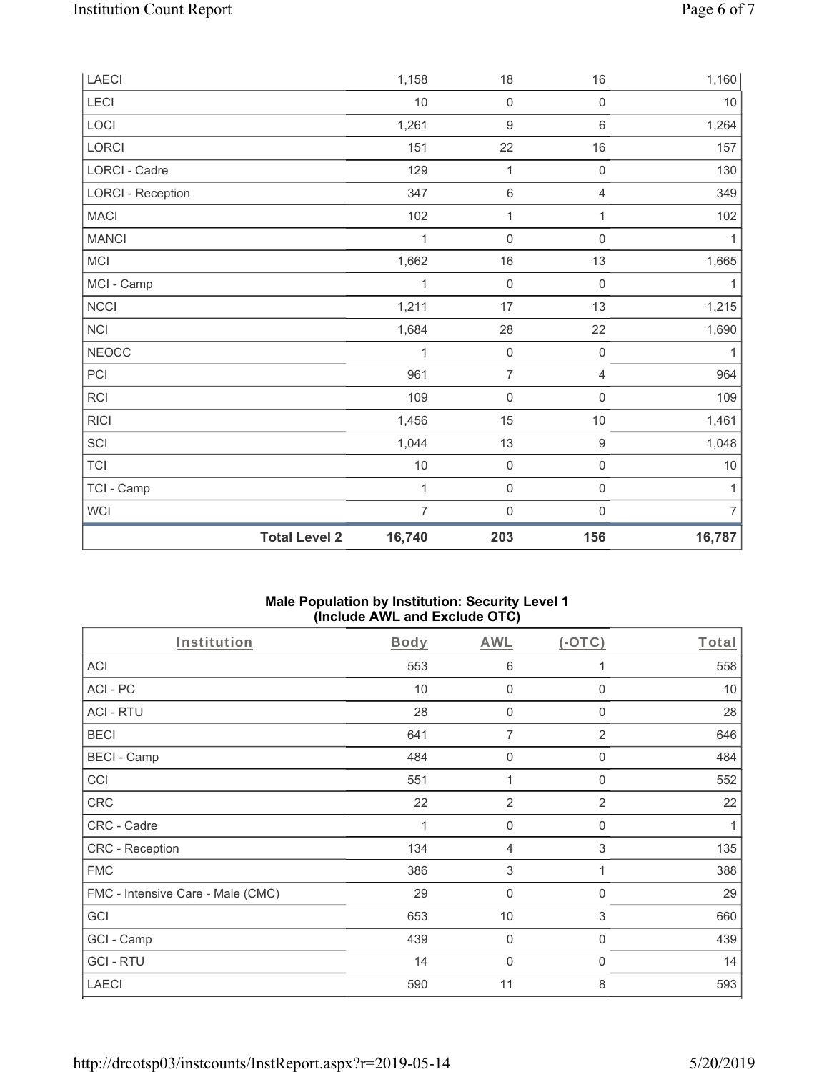| | Body | AWL | (-OTC) | Total |
|---|---|---|---|---|
| LAECI | 1,158 | 18 | 16 | 1,160 |
| LECI | 10 | 0 | 0 | 10 |
| LOCI | 1,261 | 9 | 6 | 1,264 |
| LORCI | 151 | 22 | 16 | 157 |
| LORCI - Cadre | 129 | 1 | 0 | 130 |
| LORCI - Reception | 347 | 6 | 4 | 349 |
| MACI | 102 | 1 | 1 | 102 |
| MANCI | 1 | 0 | 0 | 1 |
| MCI | 1,662 | 16 | 13 | 1,665 |
| MCI - Camp | 1 | 0 | 0 | 1 |
| NCCI | 1,211 | 17 | 13 | 1,215 |
| NCI | 1,684 | 28 | 22 | 1,690 |
| NEOCC | 1 | 0 | 0 | 1 |
| PCI | 961 | 7 | 4 | 964 |
| RCI | 109 | 0 | 0 | 109 |
| RICI | 1,456 | 15 | 10 | 1,461 |
| SCI | 1,044 | 13 | 9 | 1,048 |
| TCI | 10 | 0 | 0 | 10 |
| TCI - Camp | 1 | 0 | 0 | 1 |
| WCI | 7 | 0 | 0 | 7 |
| **Total Level 2** | **16,740** | **203** | **156** | **16,787** |

**Male Population by Institution: Security Level 1 (Include AWL and Exclude OTC)**

| Institution | Body | AWL | (-OTC) | Total |
|---|---|---|---|---|
| ACI | 553 | 6 | 1 | 558 |
| ACI - PC | 10 | 0 | 0 | 10 |
| ACI - RTU | 28 | 0 | 0 | 28 |
| BECI | 641 | 7 | 2 | 646 |
| BECI - Camp | 484 | 0 | 0 | 484 |
| CCI | 551 | 1 | 0 | 552 |
| CRC | 22 | 2 | 2 | 22 |
| CRC - Cadre | 1 | 0 | 0 | 1 |
| CRC - Reception | 134 | 4 | 3 | 135 |
| FMC | 386 | 3 | 1 | 388 |
| FMC - Intensive Care - Male (CMC) | 29 | 0 | 0 | 29 |
| GCI | 653 | 10 | 3 | 660 |
| GCI - Camp | 439 | 0 | 0 | 439 |
| GCI - RTU | 14 | 0 | 0 | 14 |
| LAECI | 590 | 11 | 8 | 593 |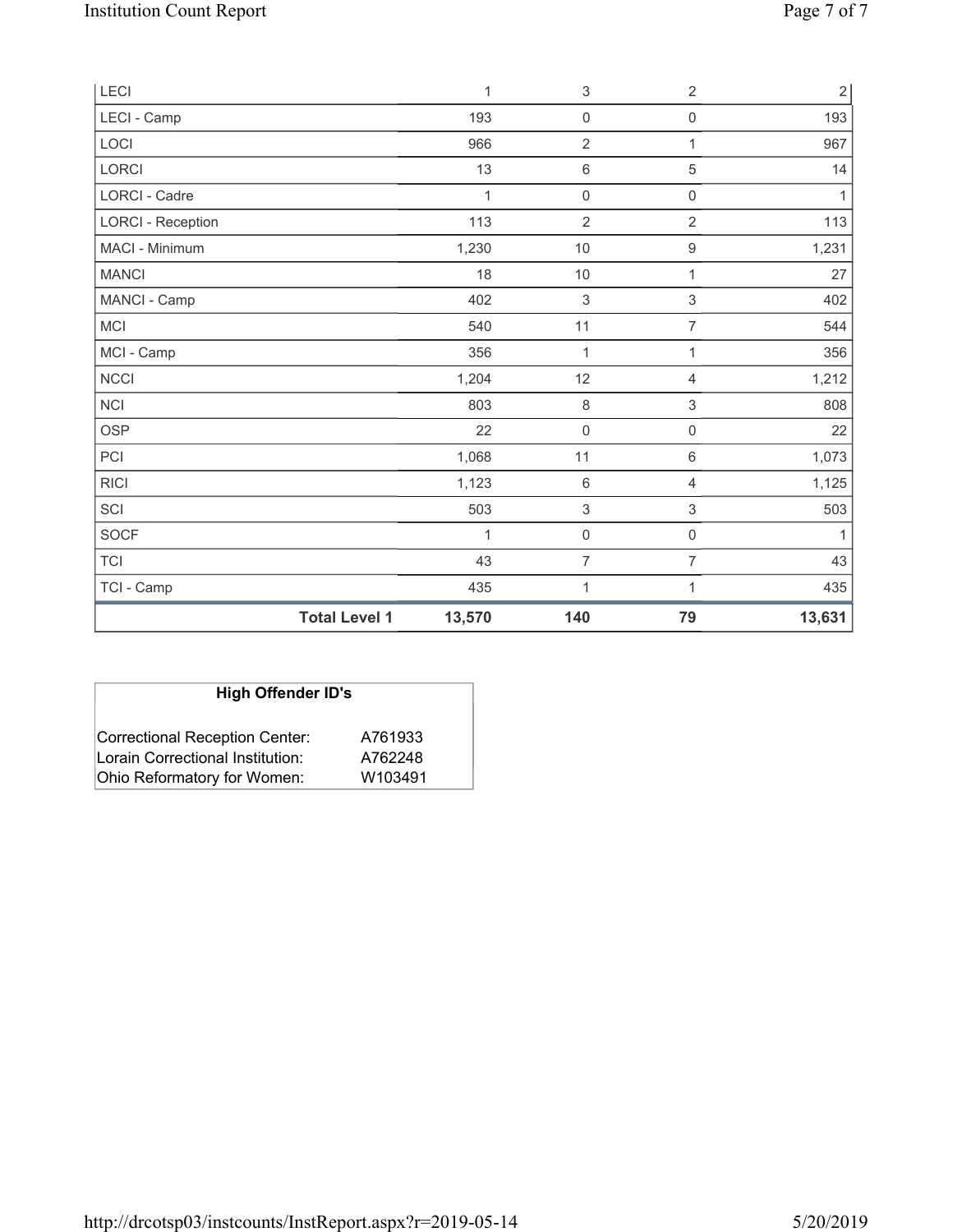| | | | | |
|---|---|---|---|---|
| LECI | 1 | 3 | 2 | 2 |
| LECI - Camp | 193 | 0 | 0 | 193 |
| LOCI | 966 | 2 | 1 | 967 |
| LORCI | 13 | 6 | 5 | 14 |
| LORCI - Cadre | 1 | 0 | 0 | 1 |
| LORCI - Reception | 113 | 2 | 2 | 113 |
| MACI - Minimum | 1,230 | 10 | 9 | 1,231 |
| MANCI | 18 | 10 | 1 | 27 |
| MANCI - Camp | 402 | 3 | 3 | 402 |
| MCI | 540 | 11 | 7 | 544 |
| MCI - Camp | 356 | 1 | 1 | 356 |
| NCCI | 1,204 | 12 | 4 | 1,212 |
| NCI | 803 | 8 | 3 | 808 |
| OSP | 22 | 0 | 0 | 22 |
| PCI | 1,068 | 11 | 6 | 1,073 |
| RICI | 1,123 | 6 | 4 | 1,125 |
| SCI | 503 | 3 | 3 | 503 |
| SOCF | 1 | 0 | 0 | 1 |
| TCI | 43 | 7 | 7 | 43 |
| TCI - Camp | 435 | 1 | 1 | 435 |
| **Total Level 1** | **13,570** | **140** | **79** | **13,631** |

| High Offender ID's | |
|---|---|
| Correctional Reception Center: | A761933 |
| Lorain Correctional Institution: | A762248 |
| Ohio Reformatory for Women: | W103491 |